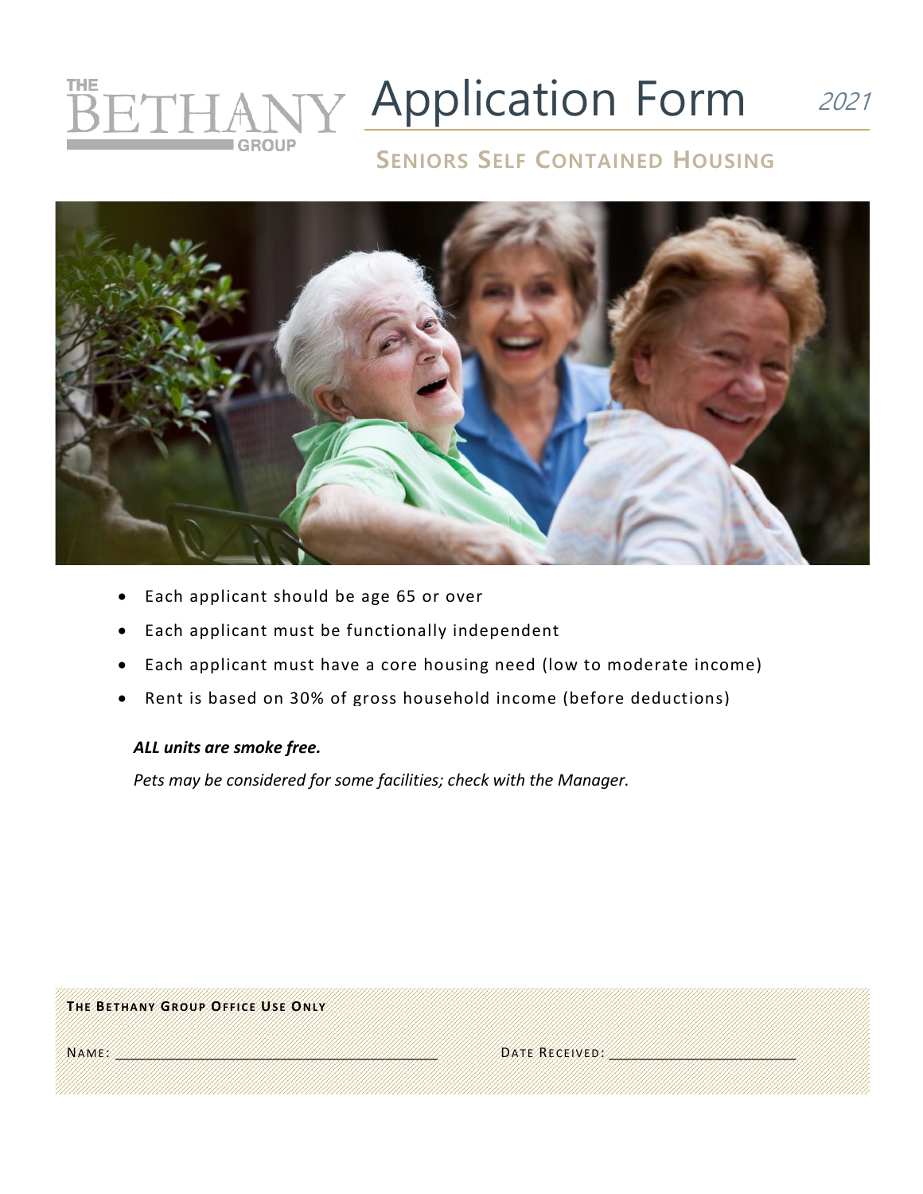THE BETHANY GROUP

# Application Form 2021

## SENIORS SELF CONTAINED HOUSING

- Each applicant should be age 65 or over
- Each applicant must be functionally independent
- Each applicant must have a core housing need (low to moderate income)
- Rent is based on 30% of gross household income (before deductions)

***ALL units are smoke free.***

*Pets may be considered for some facilities; check with the Manager.*

**THE BETHANY GROUP OFFICE USE ONLY**

NAME: ______________________________ DATE RECEIVED: ____________________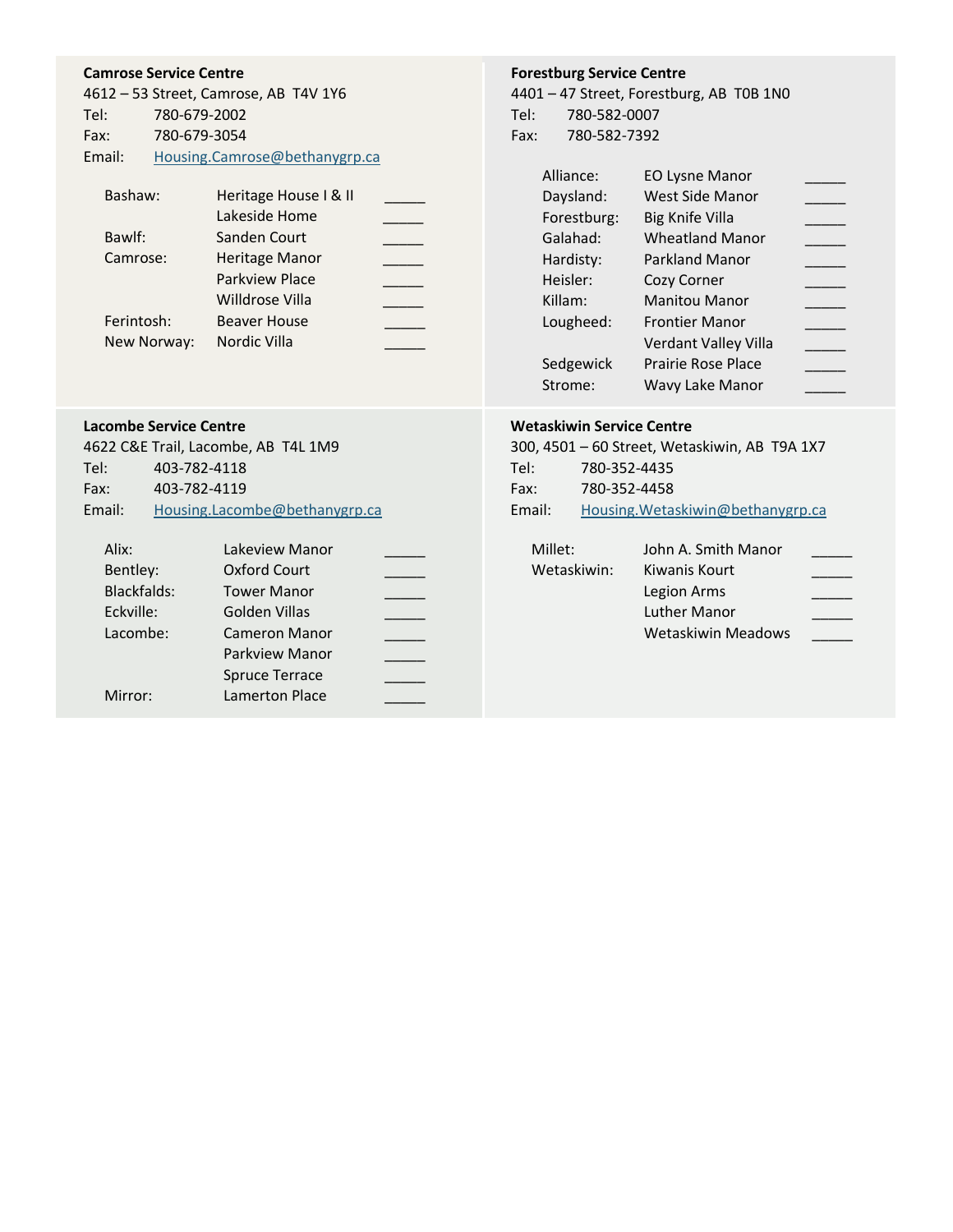**Camrose Service Centre**
4612 – 53 Street, Camrose, AB T4V 1Y6
Tel: 780-679-2002
Fax: 780-679-3054
Email: Housing.Camrose@bethanygrp.ca

| | | |
|---|---|---|
| Bashaw: | Heritage House I & II | _____ |
| | Lakeside Home | _____ |
| Bawlf: | Sanden Court | _____ |
| Camrose: | Heritage Manor | _____ |
| | Parkview Place | _____ |
| | Willdrose Villa | _____ |
| Ferintosh: | Beaver House | _____ |
| New Norway: | Nordic Villa | _____ |

**Forestburg Service Centre**
4401 – 47 Street, Forestburg, AB T0B 1N0
Tel: 780-582-0007
Fax: 780-582-7392

| | | |
|---|---|---|
| Alliance: | EO Lysne Manor | _____ |
| Daysland: | West Side Manor | _____ |
| Forestburg: | Big Knife Villa | _____ |
| Galahad: | Wheatland Manor | _____ |
| Hardisty: | Parkland Manor | _____ |
| Heisler: | Cozy Corner | _____ |
| Killam: | Manitou Manor | _____ |
| Lougheed: | Frontier Manor | _____ |
| | Verdant Valley Villa | _____ |
| Sedgewick | Prairie Rose Place | _____ |
| Strome: | Wavy Lake Manor | _____ |

**Lacombe Service Centre**
4622 C&E Trail, Lacombe, AB T4L 1M9
Tel: 403-782-4118
Fax: 403-782-4119
Email: Housing.Lacombe@bethanygrp.ca

| | | |
|---|---|---|
| Alix: | Lakeview Manor | _____ |
| Bentley: | Oxford Court | _____ |
| Blackfalds: | Tower Manor | _____ |
| Eckville: | Golden Villas | _____ |
| Lacombe: | Cameron Manor | _____ |
| | Parkview Manor | _____ |
| | Spruce Terrace | _____ |
| Mirror: | Lamerton Place | _____ |

**Wetaskiwin Service Centre**
300, 4501 – 60 Street, Wetaskiwin, AB T9A 1X7
Tel: 780-352-4435
Fax: 780-352-4458
Email: Housing.Wetaskiwin@bethanygrp.ca

| | | |
|---|---|---|
| Millet: | John A. Smith Manor | _____ |
| Wetaskiwin: | Kiwanis Kourt | _____ |
| | Legion Arms | _____ |
| | Luther Manor | _____ |
| | Wetaskiwin Meadows | _____ |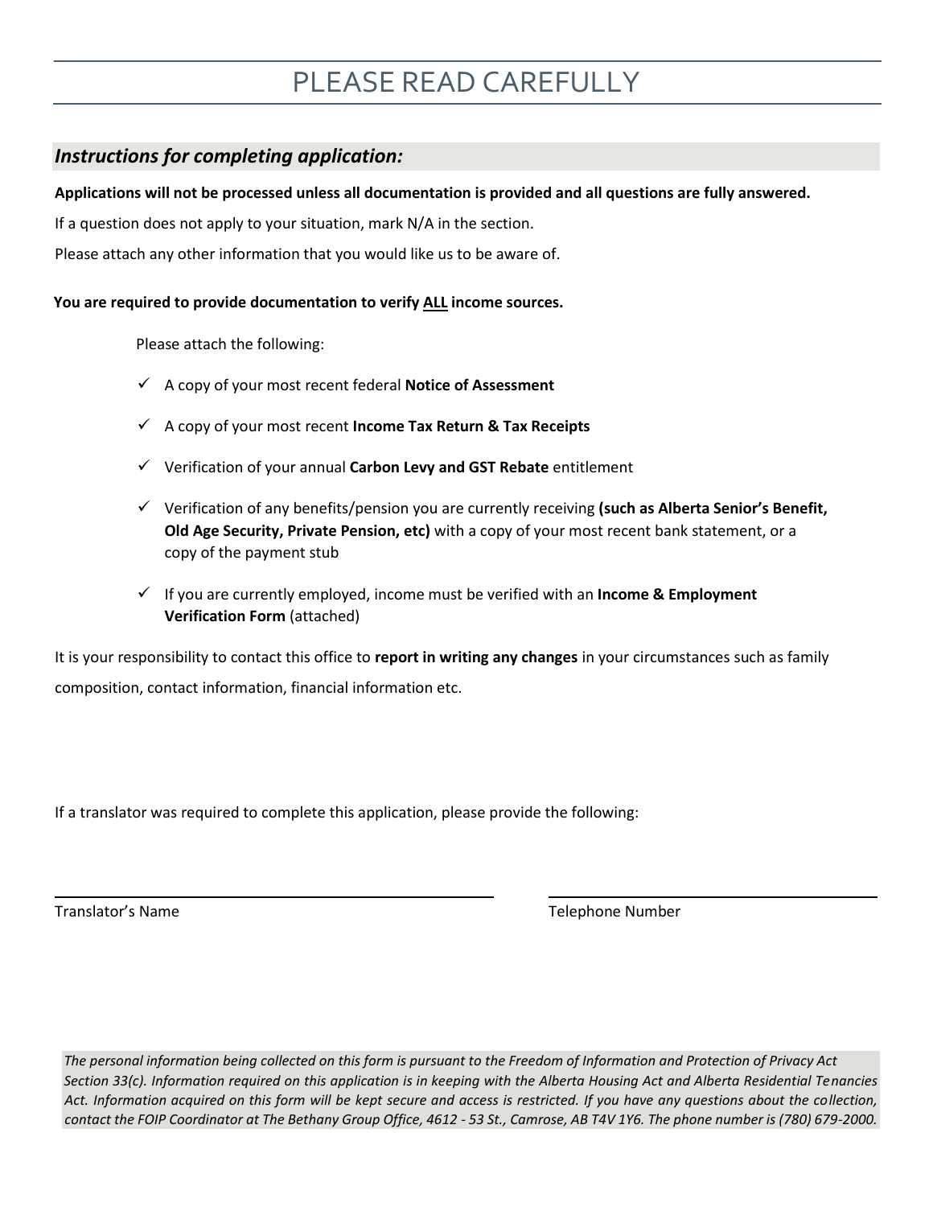# PLEASE READ CAREFULLY

## *Instructions for completing application:*

**Applications will not be processed unless all documentation is provided and all questions are fully answered.**

If a question does not apply to your situation, mark N/A in the section.

Please attach any other information that you would like us to be aware of.

**You are required to provide documentation to verify ALL income sources.**

Please attach the following:

- ✓ A copy of your most recent federal **Notice of Assessment**
- ✓ A copy of your most recent **Income Tax Return & Tax Receipts**
- ✓ Verification of your annual **Carbon Levy and GST Rebate** entitlement
- ✓ Verification of any benefits/pension you are currently receiving **(such as Alberta Senior's Benefit, Old Age Security, Private Pension, etc)** with a copy of your most recent bank statement, or a copy of the payment stub
- ✓ If you are currently employed, income must be verified with an **Income & Employment Verification Form** (attached)

It is your responsibility to contact this office to **report in writing any changes** in your circumstances such as family composition, contact information, financial information etc.

If a translator was required to complete this application, please provide the following:

______________________________ Translator's Name

______________________________ Telephone Number

*The personal information being collected on this form is pursuant to the Freedom of Information and Protection of Privacy Act Section 33(c). Information required on this application is in keeping with the Alberta Housing Act and Alberta Residential Tenancies Act. Information acquired on this form will be kept secure and access is restricted. If you have any questions about the collection, contact the FOIP Coordinator at The Bethany Group Office, 4612 - 53 St., Camrose, AB T4V 1Y6. The phone number is (780) 679-2000.*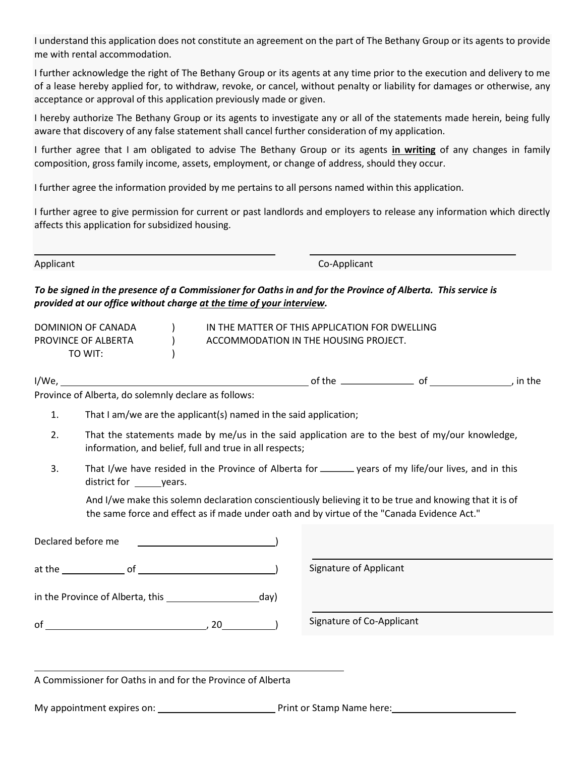I understand this application does not constitute an agreement on the part of The Bethany Group or its agents to provide me with rental accommodation.

I further acknowledge the right of The Bethany Group or its agents at any time prior to the execution and delivery to me of a lease hereby applied for, to withdraw, revoke, or cancel, without penalty or liability for damages or otherwise, any acceptance or approval of this application previously made or given.

I hereby authorize The Bethany Group or its agents to investigate any or all of the statements made herein, being fully aware that discovery of any false statement shall cancel further consideration of my application.

I further agree that I am obligated to advise The Bethany Group or its agents **in writing** of any changes in family composition, gross family income, assets, employment, or change of address, should they occur.

I further agree the information provided by me pertains to all persons named within this application.

I further agree to give permission for current or past landlords and employers to release any information which directly affects this application for subsidized housing.

\_\_\_\_\_\_\_\_\_\_\_\_\_\_\_\_\_\_\_\_\_\_\_\_\_\_\_\_\_\_ \_\_\_\_\_\_\_\_\_\_\_\_\_\_\_\_\_\_\_\_\_\_\_\_\_\_\_\_\_\_

Applicant Co-Applicant

***To be signed in the presence of a Commissioner for Oaths in and for the Province of Alberta. This service is provided at our office without charge at the time of your interview.***

DOMINION OF CANADA ) IN THE MATTER OF THIS APPLICATION FOR DWELLING
PROVINCE OF ALBERTA ) ACCOMMODATION IN THE HOUSING PROJECT.
TO WIT: )

I/We, \_\_\_\_\_\_\_\_\_\_\_\_\_\_\_\_\_\_\_\_\_\_\_\_\_\_\_\_\_\_ of the \_\_\_\_\_\_\_\_\_\_ of \_\_\_\_\_\_\_\_\_\_, in the Province of Alberta, do solemnly declare as follows:

1. That I am/we are the applicant(s) named in the said application;
2. That the statements made by me/us in the said application are to the best of my/our knowledge, information, and belief, full and true in all respects;
3. That I/we have resided in the Province of Alberta for \_\_\_\_\_\_ years of my life/our lives, and in this district for \_\_\_\_\_ years.

And I/we make this solemn declaration conscientiously believing it to be true and knowing that it is of the same force and effect as if made under oath and by virtue of the "Canada Evidence Act."

Declared before me \_\_\_\_\_\_\_\_\_\_\_\_\_\_\_\_\_\_\_\_)

at the \_\_\_\_\_\_\_\_\_\_ of \_\_\_\_\_\_\_\_\_\_\_\_\_\_\_\_\_\_\_\_)

in the Province of Alberta, this \_\_\_\_\_\_\_\_\_\_\_\_day)

of \_\_\_\_\_\_\_\_\_\_\_\_\_\_\_\_\_\_\_\_\_\_\_\_, 20\_\_\_\_\_\_\_)

\_\_\_\_\_\_\_\_\_\_\_\_\_\_\_\_\_\_\_\_\_\_\_\_\_\_\_\_\_\_
Signature of Applicant

\_\_\_\_\_\_\_\_\_\_\_\_\_\_\_\_\_\_\_\_\_\_\_\_\_\_\_\_\_\_
Signature of Co-Applicant

\_\_\_\_\_\_\_\_\_\_\_\_\_\_\_\_\_\_\_\_\_\_\_\_\_\_\_\_\_\_\_\_\_\_\_\_\_\_\_\_

A Commissioner for Oaths in and for the Province of Alberta

My appointment expires on: \_\_\_\_\_\_\_\_\_\_\_\_\_\_\_\_\_\_\_\_ Print or Stamp Name here: \_\_\_\_\_\_\_\_\_\_\_\_\_\_\_\_\_\_\_\_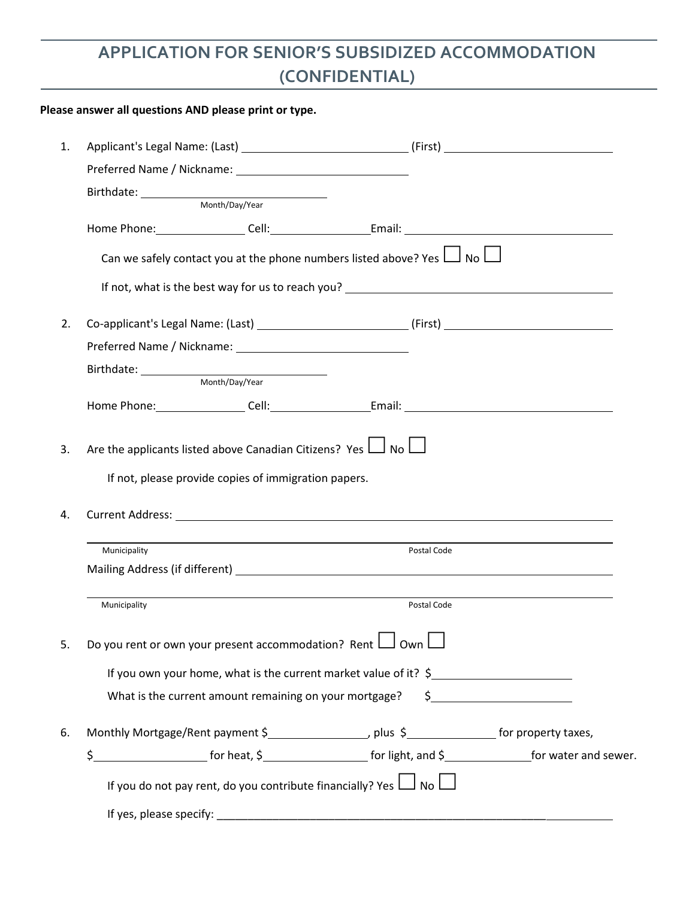# APPLICATION FOR SENIOR'S SUBSIDIZED ACCOMMODATION (CONFIDENTIAL)

**Please answer all questions AND please print or type.**

1. Applicant's Legal Name: (Last) ____________________ (First) ____________________

   Preferred Name / Nickname: ____________________

   Birthdate: ____________________ (Month/Day/Year)

   Home Phone: __________ Cell: __________ Email: ____________________

   Can we safely contact you at the phone numbers listed above? Yes ☐ No ☐

   If not, what is the best way for us to reach you? ____________________

2. Co-applicant's Legal Name: (Last) ____________________ (First) ____________________

   Preferred Name / Nickname: ____________________

   Birthdate: ____________________ (Month/Day/Year)

   Home Phone: __________ Cell: __________ Email: ____________________

3. Are the applicants listed above Canadian Citizens? Yes ☐ No ☐

   If not, please provide copies of immigration papers.

4. Current Address: ____________________

   ____________________
   Municipality / Postal Code

   Mailing Address (if different) ____________________

   ____________________
   Municipality / Postal Code

5. Do you rent or own your present accommodation? Rent ☐ Own ☐

   If you own your home, what is the current market value of it? $__________

   What is the current amount remaining on your mortgage? $__________

6. Monthly Mortgage/Rent payment $__________, plus $__________ for property taxes, $__________ for heat, $__________ for light, and $__________ for water and sewer.

   If you do not pay rent, do you contribute financially? Yes ☐ No ☐

   If yes, please specify: ____________________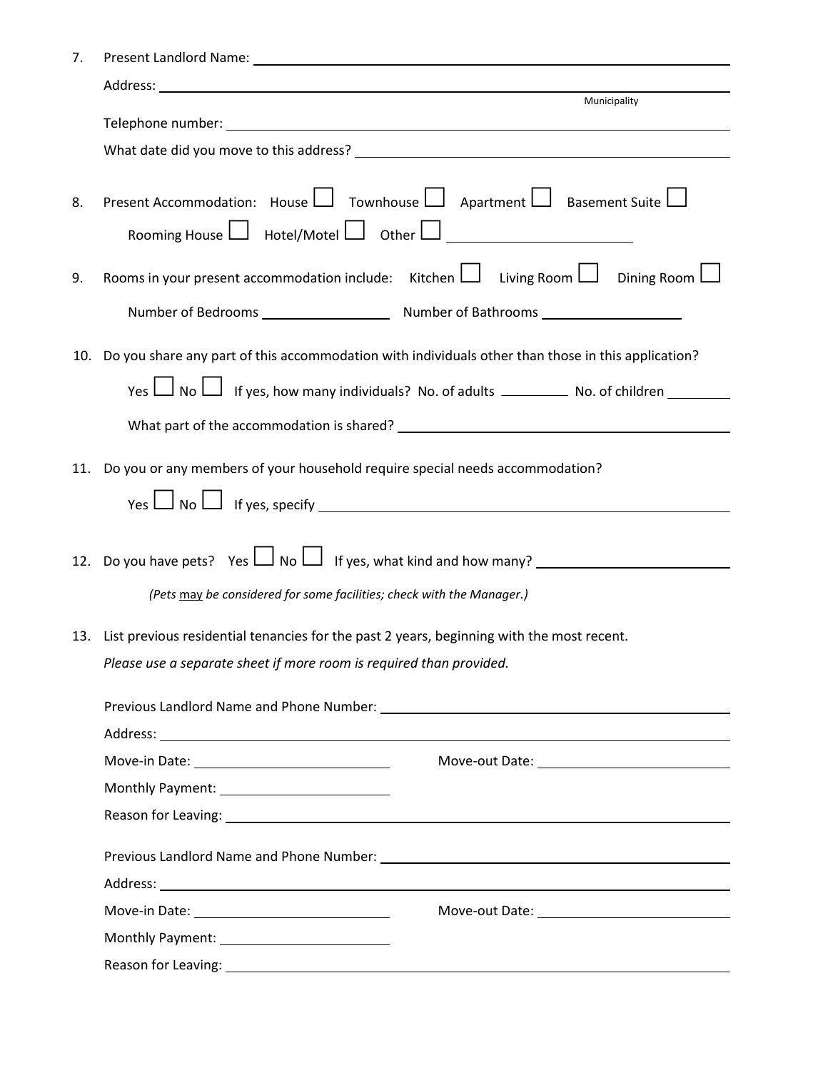7. Present Landlord Name: ______________________________________________

   Address: ______________________________________________
   Municipality

   Telephone number: ______________________________________________

   What date did you move to this address? ______________________________________________

8. Present Accommodation: House ☐ Townhouse ☐ Apartment ☐ Basement Suite ☐

   Rooming House ☐ Hotel/Motel ☐ Other ☐ ______________________

9. Rooms in your present accommodation include: Kitchen ☐ Living Room ☐ Dining Room ☐

   Number of Bedrooms ______________ Number of Bathrooms ______________

10. Do you share any part of this accommodation with individuals other than those in this application?

    Yes ☐ No ☐ If yes, how many individuals? No. of adults ________ No. of children ________

    What part of the accommodation is shared? ______________________________________________

11. Do you or any members of your household require special needs accommodation?

    Yes ☐ No ☐ If yes, specify ______________________________________________

12. Do you have pets? Yes ☐ No ☐ If yes, what kind and how many? ______________________

    *(Pets may be considered for some facilities; check with the Manager.)*

13. List previous residential tenancies for the past 2 years, beginning with the most recent.

    *Please use a separate sheet if more room is required than provided.*

    Previous Landlord Name and Phone Number: ______________________________________________

    Address: ______________________________________________

    Move-in Date: ______________________ Move-out Date: ______________________

    Monthly Payment: ______________________

    Reason for Leaving: ______________________________________________

    Previous Landlord Name and Phone Number: ______________________________________________

    Address: ______________________________________________

    Move-in Date: ______________________ Move-out Date: ______________________

    Monthly Payment: ______________________

    Reason for Leaving: ______________________________________________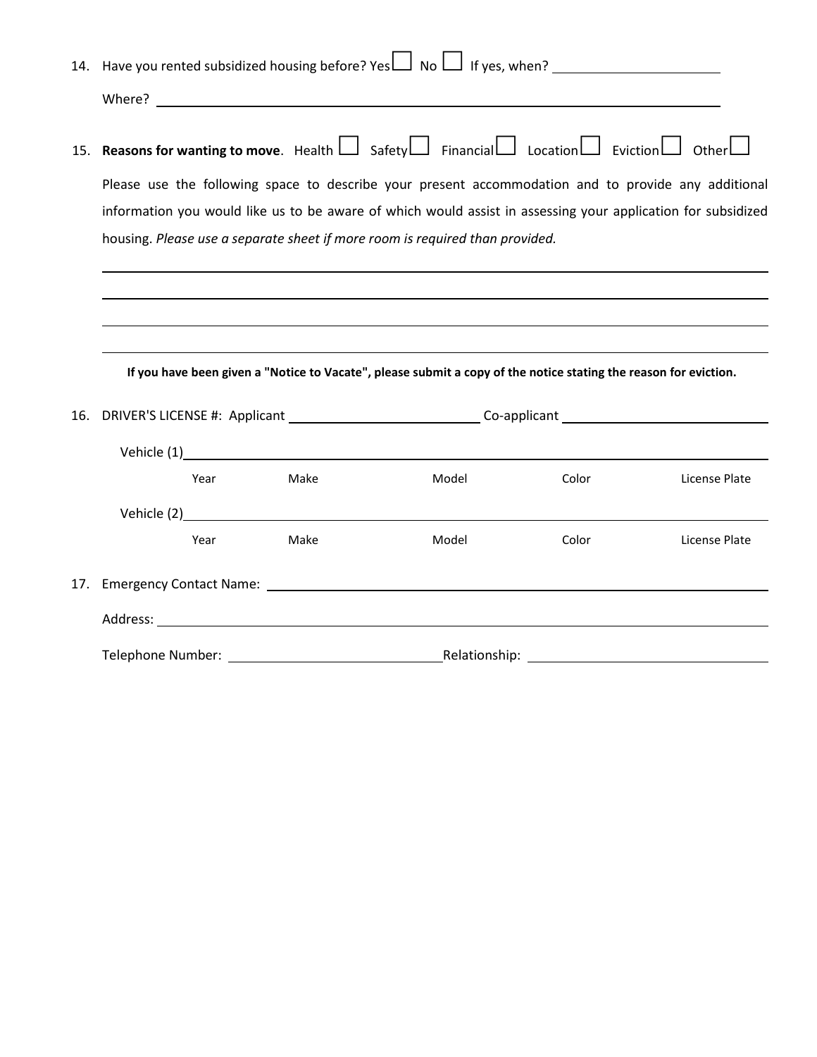14. Have you rented subsidized housing before? Yes ☐ No ☐ If yes, when? ______________________

    Where? ______________________________________________________________

15. **Reasons for wanting to move**. Health ☐ Safety ☐ Financial ☐ Location ☐ Eviction ☐ Other ☐

    Please use the following space to describe your present accommodation and to provide any additional information you would like us to be aware of which would assist in assessing your application for subsidized housing. *Please use a separate sheet if more room is required than provided.*

    ______________________________________________________________

    ______________________________________________________________

    ______________________________________________________________

    ______________________________________________________________

    **If you have been given a "Notice to Vacate", please submit a copy of the notice stating the reason for eviction.**

16. DRIVER'S LICENSE #: Applicant ______________________ Co-applicant ______________________

    Vehicle (1) ______________________________________________________________

    | Year | Make | Model | Color | License Plate |
    |---|---|---|---|---|

    Vehicle (2) ______________________________________________________________

    | Year | Make | Model | Color | License Plate |
    |---|---|---|---|---|

17. Emergency Contact Name: ______________________________________________________________

    Address: ______________________________________________________________

    Telephone Number: ______________________ Relationship: ______________________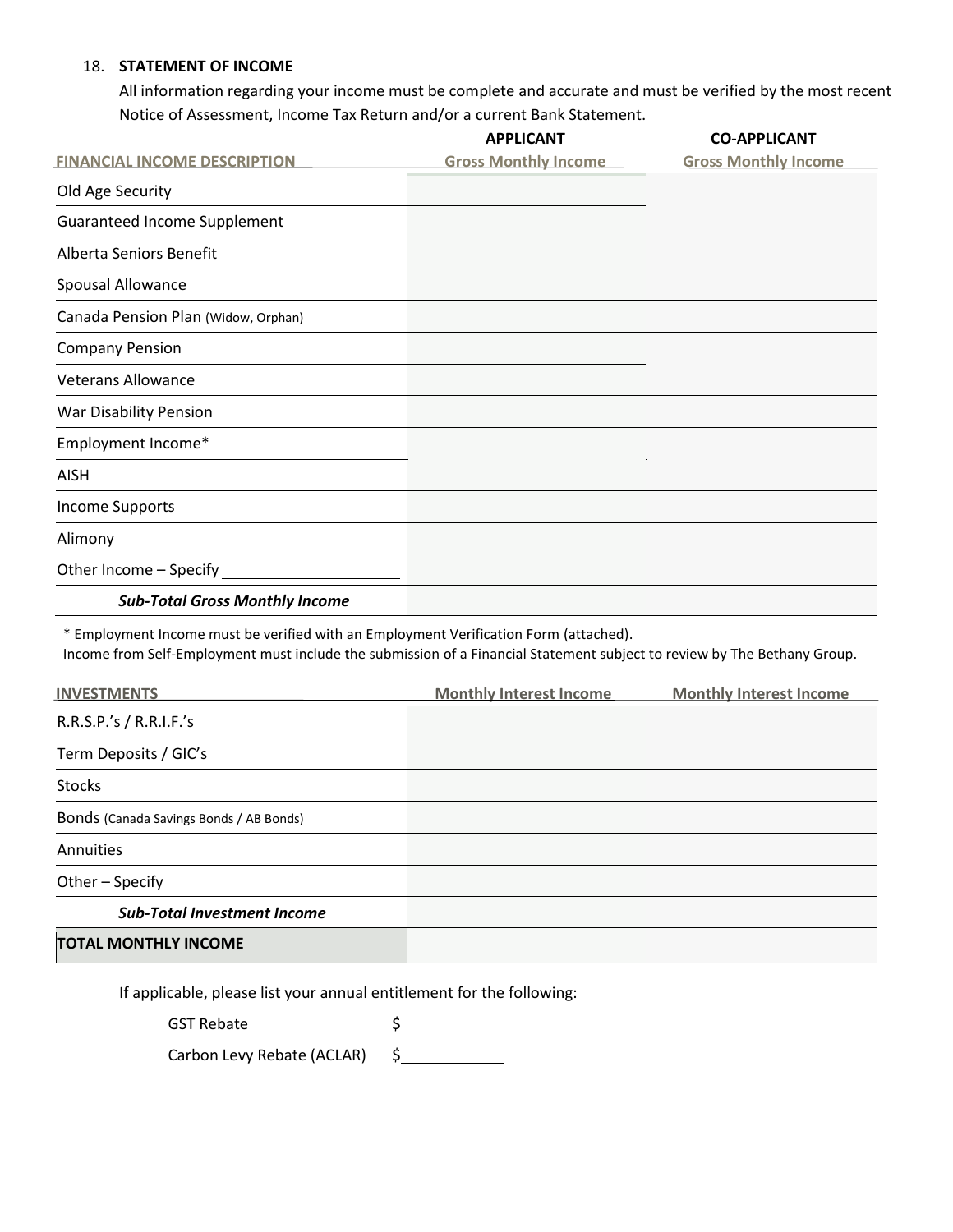18. **STATEMENT OF INCOME**

All information regarding your income must be complete and accurate and must be verified by the most recent Notice of Assessment, Income Tax Return and/or a current Bank Statement.

| FINANCIAL INCOME DESCRIPTION | APPLICANT Gross Monthly Income | CO-APPLICANT Gross Monthly Income |
|---|---|---|
| Old Age Security | | |
| Guaranteed Income Supplement | | |
| Alberta Seniors Benefit | | |
| Spousal Allowance | | |
| Canada Pension Plan (Widow, Orphan) | | |
| Company Pension | | |
| Veterans Allowance | | |
| War Disability Pension | | |
| Employment Income* | | |
| AISH | | |
| Income Supports | | |
| Alimony | | |
| Other Income – Specify ______________ | | |
| ***Sub-Total Gross Monthly Income*** | | |

\* Employment Income must be verified with an Employment Verification Form (attached).
Income from Self-Employment must include the submission of a Financial Statement subject to review by The Bethany Group.

| INVESTMENTS | Monthly Interest Income | Monthly Interest Income |
|---|---|---|
| R.R.S.P.'s / R.R.I.F.'s | | |
| Term Deposits / GIC's | | |
| Stocks | | |
| Bonds (Canada Savings Bonds / AB Bonds) | | |
| Annuities | | |
| Other – Specify ______________ | | |
| ***Sub-Total Investment Income*** | | |
| **TOTAL MONTHLY INCOME** | | |

If applicable, please list your annual entitlement for the following:

GST Rebate $__________

Carbon Levy Rebate (ACLAR) $__________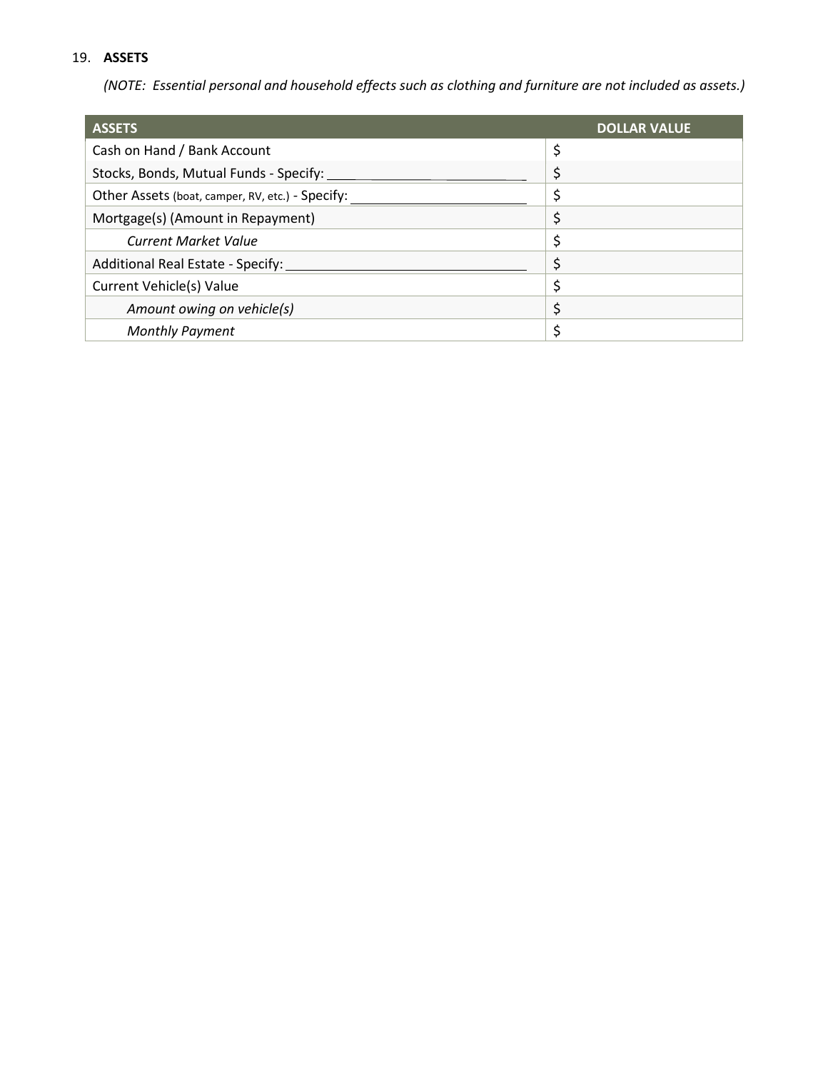19. **ASSETS**

*(NOTE: Essential personal and household effects such as clothing and furniture are not included as assets.)*

| ASSETS | DOLLAR VALUE |
|---|---|
| Cash on Hand / Bank Account | $ |
| Stocks, Bonds, Mutual Funds - Specify: ______________________ | $ |
| Other Assets (boat, camper, RV, etc.) - Specify: ______________________ | $ |
| Mortgage(s) (Amount in Repayment) | $ |
| *Current Market Value* | $ |
| Additional Real Estate - Specify: ______________________ | $ |
| Current Vehicle(s) Value | $ |
| *Amount owing on vehicle(s)* | $ |
| *Monthly Payment* | $ |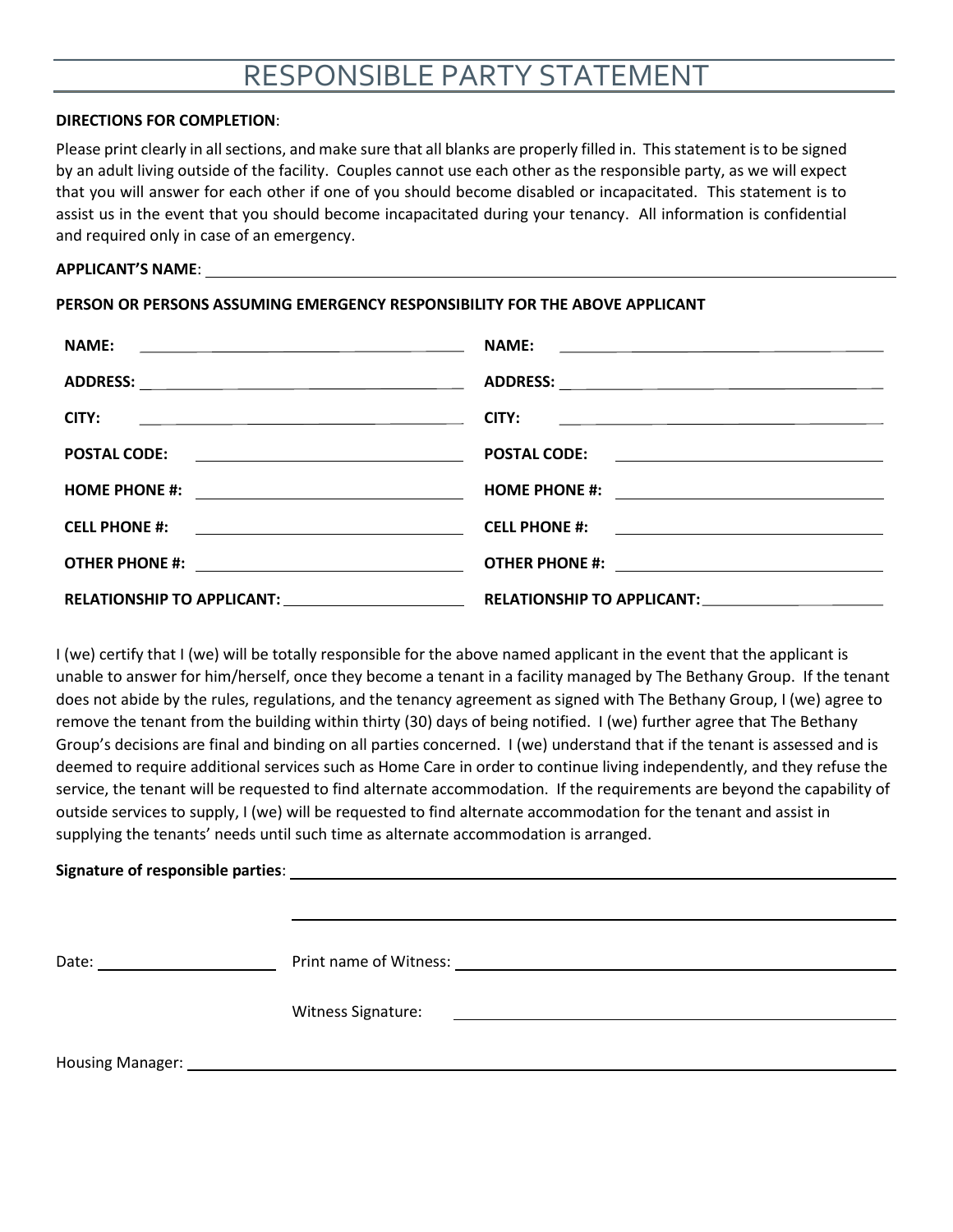# RESPONSIBLE PARTY STATEMENT

**DIRECTIONS FOR COMPLETION**:

Please print clearly in all sections, and make sure that all blanks are properly filled in. This statement is to be signed by an adult living outside of the facility. Couples cannot use each other as the responsible party, as we will expect that you will answer for each other if one of you should become disabled or incapacitated. This statement is to assist us in the event that you should become incapacitated during your tenancy. All information is confidential and required only in case of an emergency.

**APPLICANT'S NAME**: ______________________________

**PERSON OR PERSONS ASSUMING EMERGENCY RESPONSIBILITY FOR THE ABOVE APPLICANT**

| | |
|---|---|
| **NAME:** ______________ | **NAME:** ______________ |
| **ADDRESS:** ______________ | **ADDRESS:** ______________ |
| **CITY:** ______________ | **CITY:** ______________ |
| **POSTAL CODE:** ______________ | **POSTAL CODE:** ______________ |
| **HOME PHONE #:** ______________ | **HOME PHONE #:** ______________ |
| **CELL PHONE #:** ______________ | **CELL PHONE #:** ______________ |
| **OTHER PHONE #:** ______________ | **OTHER PHONE #:** ______________ |
| **RELATIONSHIP TO APPLICANT:** ______________ | **RELATIONSHIP TO APPLICANT:** ______________ |

I (we) certify that I (we) will be totally responsible for the above named applicant in the event that the applicant is unable to answer for him/herself, once they become a tenant in a facility managed by The Bethany Group. If the tenant does not abide by the rules, regulations, and the tenancy agreement as signed with The Bethany Group, I (we) agree to remove the tenant from the building within thirty (30) days of being notified. I (we) further agree that The Bethany Group's decisions are final and binding on all parties concerned. I (we) understand that if the tenant is assessed and is deemed to require additional services such as Home Care in order to continue living independently, and they refuse the service, the tenant will be requested to find alternate accommodation. If the requirements are beyond the capability of outside services to supply, I (we) will be requested to find alternate accommodation for the tenant and assist in supplying the tenants' needs until such time as alternate accommodation is arranged.

**Signature of responsible parties**: ______________________________

______________________________

Date: ______________ Print name of Witness: ______________________________

Witness Signature: ______________________________

Housing Manager: ______________________________